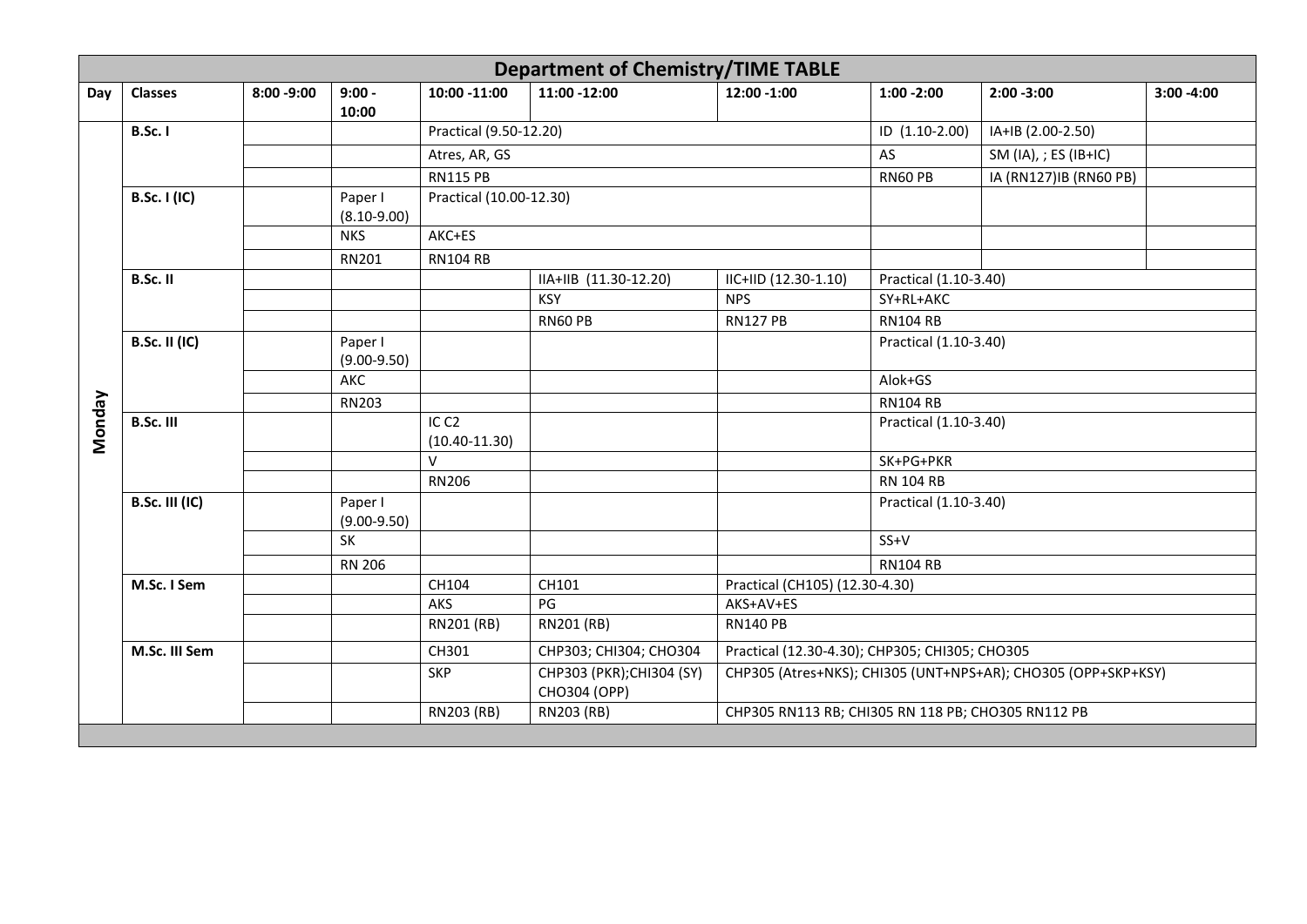# Department of Chemistry/TIME TABLE

| Day | Classes | 8:00 -9:00 | 9:00 - 10:00 | 10:00 -11:00 | 11:00 -12:00 | 12:00 -1:00 | 1:00 -2:00 | 2:00 -3:00 | 3:00 -4:00 |
|---|---|---|---|---|---|---|---|---|---|
| Monday | B.Sc. I | | | Practical (9.50-12.20) | | | ID (1.10-2.00) | IA+IB (2.00-2.50) | |
| | | | | Atres, AR, GS | | | AS | SM (IA), ; ES (IB+IC) | |
| | | | | RN115 PB | | | RN60 PB | IA (RN127)IB (RN60 PB) | |
| | B.Sc. I (IC) | | Paper I (8.10-9.00) | Practical (10.00-12.30) | | | | | |
| | | | NKS | AKC+ES | | | | | |
| | | | RN201 | RN104 RB | | | | | |
| | B.Sc. II | | | | IIA+IIB (11.30-12.20) | IIC+IID (12.30-1.10) | Practical (1.10-3.40) | | |
| | | | | | KSY | NPS | SY+RL+AKC | | |
| | | | | | RN60 PB | RN127 PB | RN104 RB | | |
| | B.Sc. II (IC) | | Paper I (9.00-9.50) | | | | Practical (1.10-3.40) | | |
| | | | AKC | | | | Alok+GS | | |
| | | | RN203 | | | | RN104 RB | | |
| | B.Sc. III | | | IC C2 (10.40-11.30) | | | Practical (1.10-3.40) | | |
| | | | | V | | | SK+PG+PKR | | |
| | | | | RN206 | | | RN 104 RB | | |
| | B.Sc. III (IC) | | Paper I (9.00-9.50) | | | | Practical (1.10-3.40) | | |
| | | | SK | | | | SS+V | | |
| | | | RN 206 | | | | RN104 RB | | |
| | M.Sc. I Sem | | | CH104 | CH101 | Practical (CH105) (12.30-4.30) | | | |
| | | | | AKS | PG | AKS+AV+ES | | | |
| | | | | RN201 (RB) | RN201 (RB) | RN140 PB | | | |
| | M.Sc. III Sem | | | CH301 | CHP303; CHI304; CHO304 | Practical (12.30-4.30); CHP305; CHI305; CHO305 | | | |
| | | | | SKP | CHP303 (PKR);CHI304 (SY) CHO304 (OPP) | CHP305 (Atres+NKS); CHI305 (UNT+NPS+AR); CHO305 (OPP+SKP+KSY) | | | |
| | | | | RN203 (RB) | RN203 (RB) | CHP305 RN113 RB; CHI305 RN 118 PB; CHO305 RN112 PB | | | |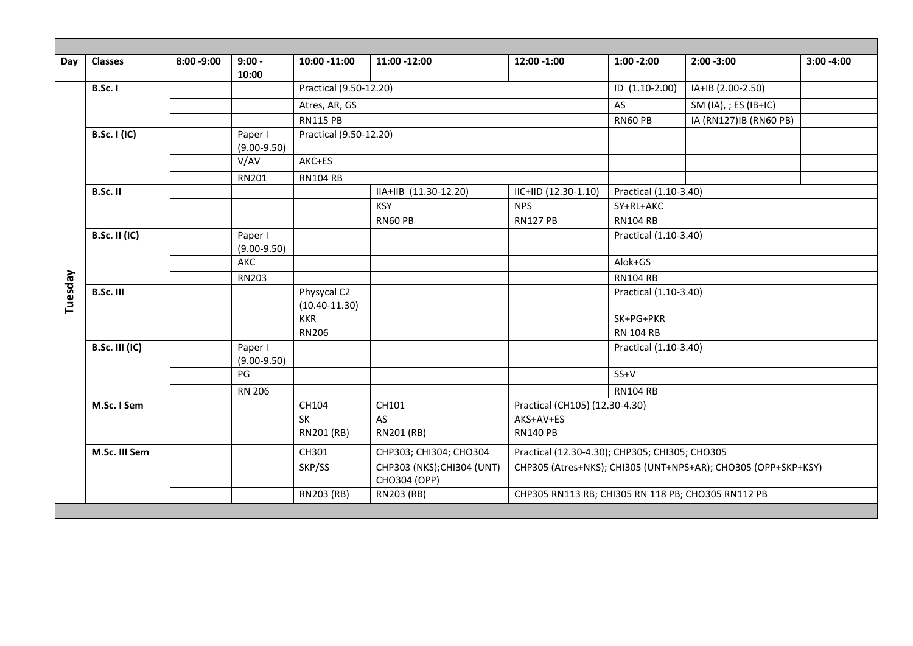| Day | Classes | 8:00 -9:00 | 9:00 - 10:00 | 10:00 -11:00 | 11:00 -12:00 | 12:00 -1:00 | 1:00 -2:00 | 2:00 -3:00 | 3:00 -4:00 |
|---|---|---|---|---|---|---|---|---|---|
| Tuesday | B.Sc. I | | | Practical (9.50-12.20) | | | ID (1.10-2.00) | IA+IB (2.00-2.50) | |
| | | | | Atres, AR, GS | | | AS | SM (IA), ; ES (IB+IC) | |
| | | | | RN115 PB | | | RN60 PB | IA (RN127)IB (RN60 PB) | |
| | B.Sc. I (IC) | | Paper I (9.00-9.50) | Practical (9.50-12.20) | | | | | |
| | | | V/AV | AKC+ES | | | | | |
| | | | RN201 | RN104 RB | | | | | |
| | B.Sc. II | | | | IIA+IIB (11.30-12.20) | IIC+IID (12.30-1.10) | Practical (1.10-3.40) | | |
| | | | | | KSY | NPS | SY+RL+AKC | | |
| | | | | | RN60 PB | RN127 PB | RN104 RB | | |
| | B.Sc. II (IC) | | Paper I (9.00-9.50) | | | | Practical (1.10-3.40) | | |
| | | | AKC | | | | Alok+GS | | |
| | | | RN203 | | | | RN104 RB | | |
| | B.Sc. III | | | Physycal C2 (10.40-11.30) | | | Practical (1.10-3.40) | | |
| | | | | KKR | | | SK+PG+PKR | | |
| | | | | RN206 | | | RN 104 RB | | |
| | B.Sc. III (IC) | | Paper I (9.00-9.50) | | | | Practical (1.10-3.40) | | |
| | | | PG | | | | SS+V | | |
| | | | RN 206 | | | | RN104 RB | | |
| | M.Sc. I Sem | | | CH104 | CH101 | Practical (CH105) (12.30-4.30) | | | |
| | | | | SK | AS | AKS+AV+ES | | | |
| | | | | RN201 (RB) | RN201 (RB) | RN140 PB | | | |
| | M.Sc. III Sem | | | CH301 | CHP303; CHI304; CHO304 | Practical (12.30-4.30); CHP305; CHI305; CHO305 | | | |
| | | | | SKP/SS | CHP303 (NKS);CHI304 (UNT) CHO304 (OPP) | CHP305 (Atres+NKS); CHI305 (UNT+NPS+AR); CHO305 (OPP+SKP+KSY) | | | |
| | | | | RN203 (RB) | RN203 (RB) | CHP305 RN113 RB; CHI305 RN 118 PB; CHO305 RN112 PB | | | |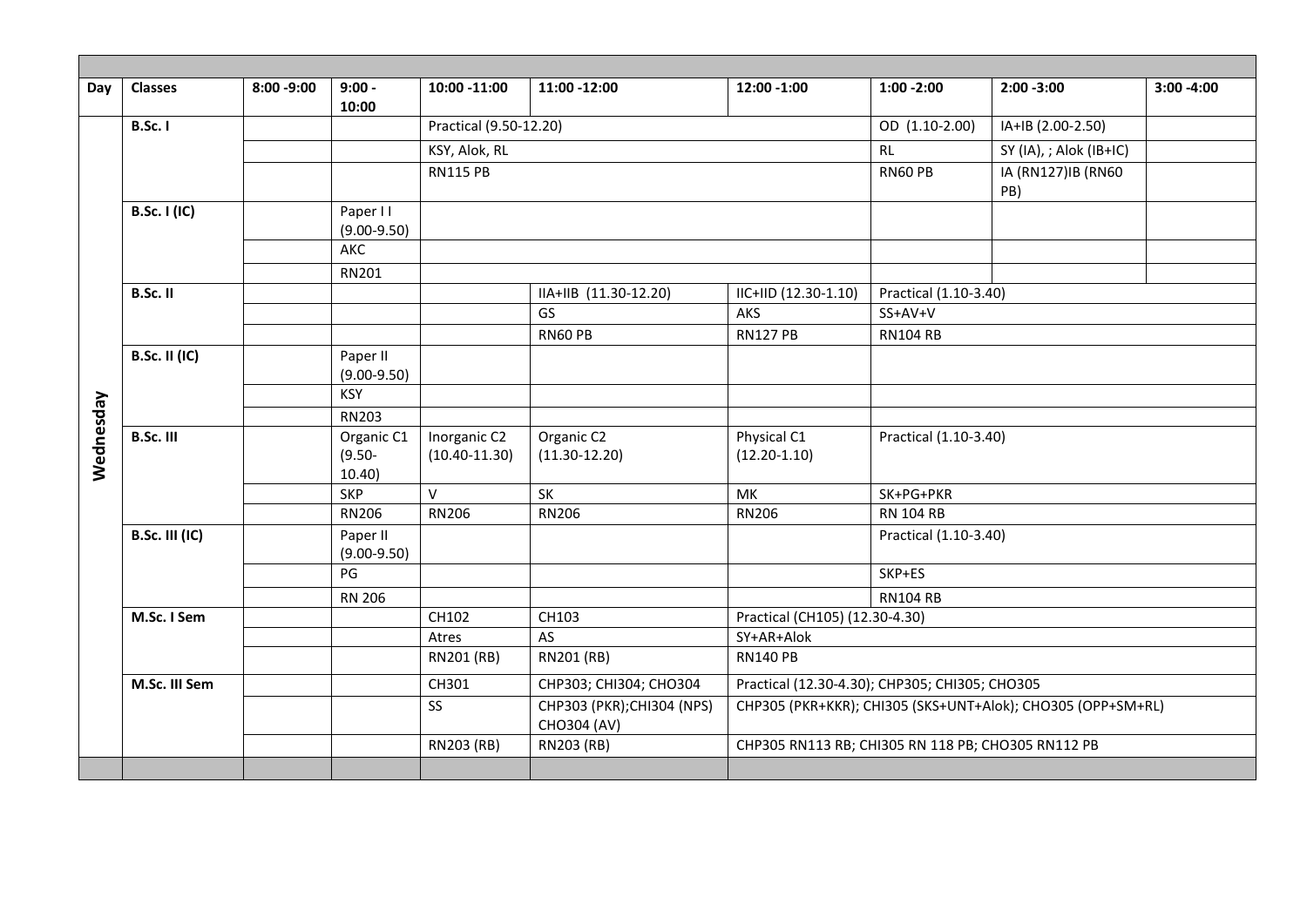| Day | Classes | 8:00 -9:00 | 9:00 - 10:00 | 10:00 -11:00 | 11:00 -12:00 | 12:00 -1:00 | 1:00 -2:00 | 2:00 -3:00 | 3:00 -4:00 |
|---|---|---|---|---|---|---|---|---|---|
| Wednesday | B.Sc. I | | | Practical (9.50-12.20) | | | OD (1.10-2.00) | IA+IB (2.00-2.50) | |
| | | | | KSY, Alok, RL | | | RL | SY (IA), ; Alok (IB+IC) | |
| | | | | RN115 PB | | | RN60 PB | IA (RN127)IB (RN60 PB) | |
| | B.Sc. I (IC) | | Paper I I (9.00-9.50) | | | | | | |
| | | | AKC | | | | | | |
| | | | RN201 | | | | | | |
| | B.Sc. II | | | | IIA+IIB (11.30-12.20) | IIC+IID (12.30-1.10) | Practical (1.10-3.40) | | |
| | | | | | GS | AKS | SS+AV+V | | |
| | | | | | RN60 PB | RN127 PB | RN104 RB | | |
| | B.Sc. II (IC) | | Paper II (9.00-9.50) | | | | | | |
| | | | KSY | | | | | | |
| | | | RN203 | | | | | | |
| | B.Sc. III | | Organic C1 (9.50-10.40) | Inorganic C2 (10.40-11.30) | Organic C2 (11.30-12.20) | Physical C1 (12.20-1.10) | Practical (1.10-3.40) | | |
| | | | SKP | V | SK | MK | SK+PG+PKR | | |
| | | | RN206 | RN206 | RN206 | RN206 | RN 104 RB | | |
| | B.Sc. III (IC) | | Paper II (9.00-9.50) | | | | Practical (1.10-3.40) | | |
| | | | PG | | | | SKP+ES | | |
| | | | RN 206 | | | | RN104 RB | | |
| | M.Sc. I Sem | | | CH102 | CH103 | Practical (CH105) (12.30-4.30) | | | |
| | | | | Atres | AS | SY+AR+Alok | | | |
| | | | | RN201 (RB) | RN201 (RB) | RN140 PB | | | |
| | M.Sc. III Sem | | | CH301 | CHP303; CHI304; CHO304 | Practical (12.30-4.30); CHP305; CHI305; CHO305 | | | |
| | | | | SS | CHP303 (PKR);CHI304 (NPS) CHO304 (AV) | CHP305 (PKR+KKR); CHI305 (SKS+UNT+Alok); CHO305 (OPP+SM+RL) | | | |
| | | | | RN203 (RB) | RN203 (RB) | CHP305 RN113 RB; CHI305 RN 118 PB; CHO305 RN112 PB | | | |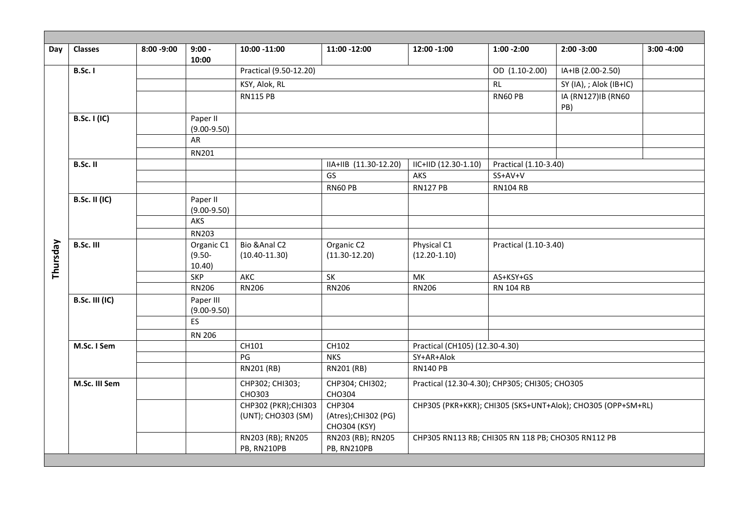| Day | Classes | 8:00 -9:00 | 9:00 - 10:00 | 10:00 -11:00 | 11:00 -12:00 | 12:00 -1:00 | 1:00 -2:00 | 2:00 -3:00 | 3:00 -4:00 |
|---|---|---|---|---|---|---|---|---|---|
| Thursday | B.Sc. I | | | Practical (9.50-12.20) | | | OD (1.10-2.00) | IA+IB (2.00-2.50) | |
| | | | | KSY, Alok, RL | | | RL | SY (IA), ; Alok (IB+IC) | |
| | | | | RN115 PB | | | RN60 PB | IA (RN127)IB (RN60 PB) | |
| | B.Sc. I (IC) | | Paper II (9.00-9.50) | | | | | | |
| | | | AR | | | | | | |
| | | | RN201 | | | | | | |
| | B.Sc. II | | | | IIA+IIB (11.30-12.20) | IIC+IID (12.30-1.10) | Practical (1.10-3.40) | | |
| | | | | | GS | AKS | SS+AV+V | | |
| | | | | | RN60 PB | RN127 PB | RN104 RB | | |
| | B.Sc. II (IC) | | Paper II (9.00-9.50) | | | | | | |
| | | | AKS | | | | | | |
| | | | RN203 | | | | | | |
| | B.Sc. III | | Organic C1 (9.50-10.40) | Bio &Anal C2 (10.40-11.30) | Organic C2 (11.30-12.20) | Physical C1 (12.20-1.10) | Practical (1.10-3.40) | | |
| | | | SKP | AKC | SK | MK | AS+KSY+GS | | |
| | | | RN206 | RN206 | RN206 | RN206 | RN 104 RB | | |
| | B.Sc. III (IC) | | Paper III (9.00-9.50) | | | | | | |
| | | | ES | | | | | | |
| | | | RN 206 | | | | | | |
| | M.Sc. I Sem | | | CH101 | CH102 | Practical (CH105) (12.30-4.30) | | | |
| | | | | PG | NKS | SY+AR+Alok | | | |
| | | | | RN201 (RB) | RN201 (RB) | RN140 PB | | | |
| | M.Sc. III Sem | | | CHP302; CHI303; CHO303 | CHP304; CHI302; CHO304 | Practical (12.30-4.30); CHP305; CHI305; CHO305 | | | |
| | | | | CHP302 (PKR);CHI303 (UNT); CHO303 (SM) | CHP304 (Atres);CHI302 (PG) CHO304 (KSY) | CHP305 (PKR+KKR); CHI305 (SKS+UNT+Alok); CHO305 (OPP+SM+RL) | | | |
| | | | | RN203 (RB); RN205 PB, RN210PB | RN203 (RB); RN205 PB, RN210PB | CHP305 RN113 RB; CHI305 RN 118 PB; CHO305 RN112 PB | | | |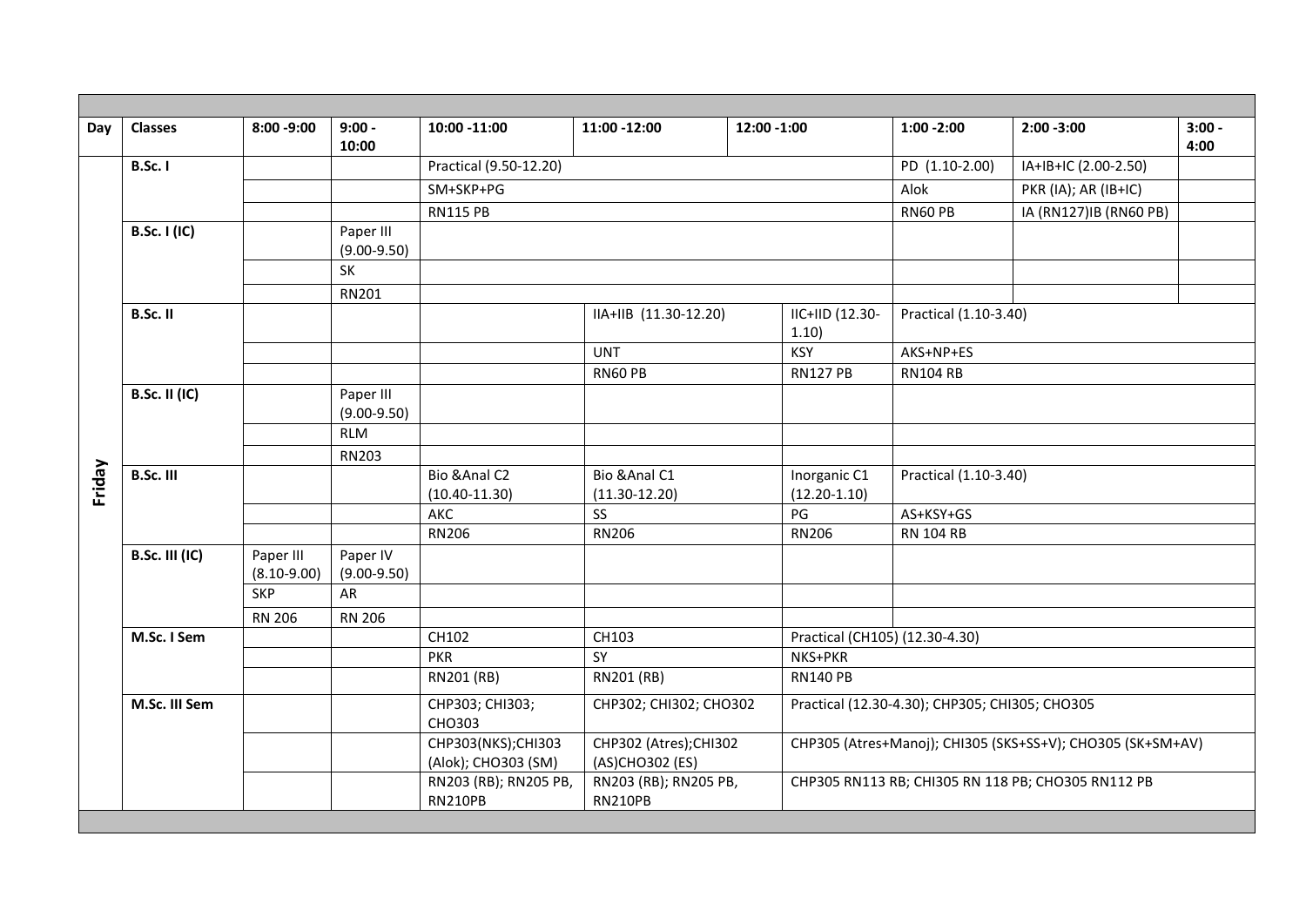| Day | Classes | 8:00 -9:00 | 9:00 - 10:00 | 10:00 -11:00 | 11:00 -12:00 | 12:00 -1:00 | 1:00 -2:00 | 2:00 -3:00 | 3:00 - 4:00 |
|---|---|---|---|---|---|---|---|---|---|
| Friday | B.Sc. I | | | Practical (9.50-12.20) | | | PD (1.10-2.00) | IA+IB+IC (2.00-2.50) | |
| | | | | SM+SKP+PG | | | Alok | PKR (IA); AR (IB+IC) | |
| | | | | RN115 PB | | | RN60 PB | IA (RN127)IB (RN60 PB) | |
| | B.Sc. I (IC) | | Paper III (9.00-9.50) | | | | | | |
| | | | SK | | | | | | |
| | | | RN201 | | | | | | |
| | B.Sc. II | | | | IIA+IIB (11.30-12.20) | IIC+IID (12.30-1.10) | Practical (1.10-3.40) | | |
| | | | | | UNT | KSY | AKS+NP+ES | | |
| | | | | | RN60 PB | RN127 PB | RN104 RB | | |
| | B.Sc. II (IC) | | Paper III (9.00-9.50) | | | | | | |
| | | | RLM | | | | | | |
| | | | RN203 | | | | | | |
| | B.Sc. III | | | Bio &Anal C2 (10.40-11.30) | Bio &Anal C1 (11.30-12.20) | Inorganic C1 (12.20-1.10) | Practical (1.10-3.40) | | |
| | | | | AKC | SS | PG | AS+KSY+GS | | |
| | | | | RN206 | RN206 | RN206 | RN 104 RB | | |
| | B.Sc. III (IC) | Paper III (8.10-9.00) | Paper IV (9.00-9.50) | | | | | | |
| | | SKP | AR | | | | | | |
| | | RN 206 | RN 206 | | | | | | |
| | M.Sc. I Sem | | | CH102 | CH103 | Practical (CH105) (12.30-4.30) | | | |
| | | | | PKR | SY | NKS+PKR | | | |
| | | | | RN201 (RB) | RN201 (RB) | RN140 PB | | | |
| | M.Sc. III Sem | | | CHP303; CHI303; CHO303 | CHP302; CHI302; CHO302 | Practical (12.30-4.30); CHP305; CHI305; CHO305 | | | |
| | | | | CHP303(NKS);CHI303 (Alok); CHO303 (SM) | CHP302 (Atres);CHI302 (AS)CHO302 (ES) | CHP305 (Atres+Manoj); CHI305 (SKS+SS+V); CHO305 (SK+SM+AV) | | | |
| | | | | RN203 (RB); RN205 PB, RN210PB | RN203 (RB); RN205 PB, RN210PB | CHP305 RN113 RB; CHI305 RN 118 PB; CHO305 RN112 PB | | | |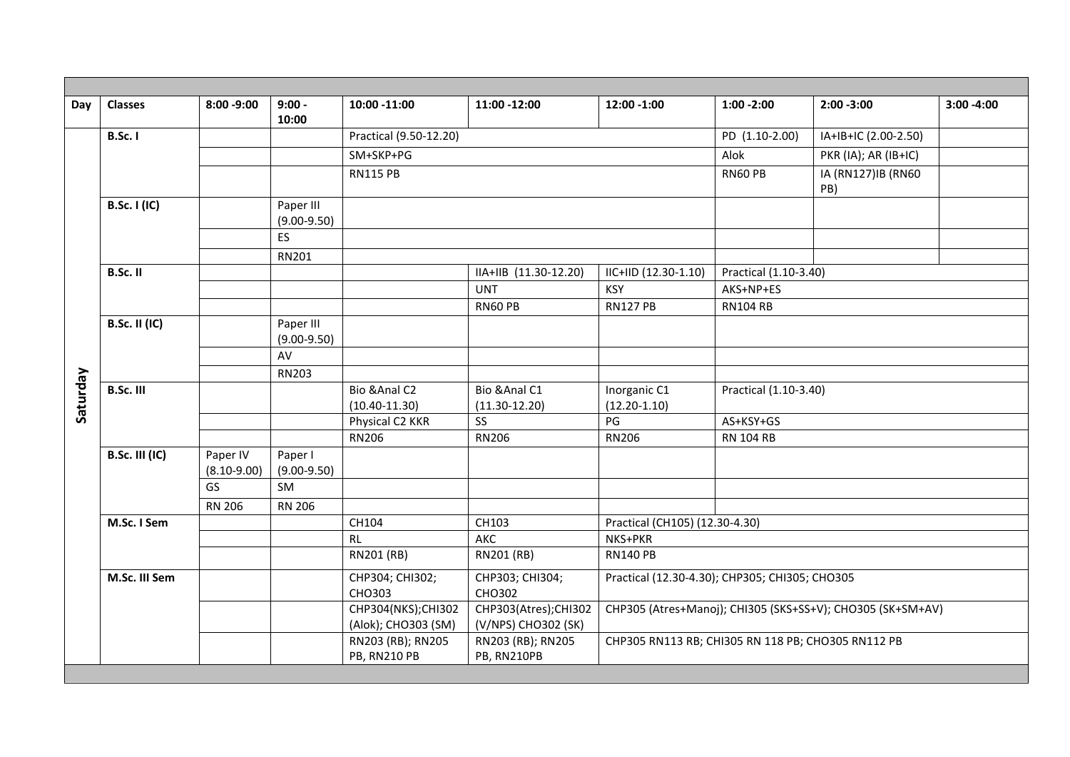| Day | Classes | 8:00 -9:00 | 9:00 - 10:00 | 10:00 -11:00 | 11:00 -12:00 | 12:00 -1:00 | 1:00 -2:00 | 2:00 -3:00 | 3:00 -4:00 |
|---|---|---|---|---|---|---|---|---|---|
| Saturday | B.Sc. I | | | Practical (9.50-12.20) | | | PD (1.10-2.00) | IA+IB+IC (2.00-2.50) | |
| | | | | SM+SKP+PG | | | Alok | PKR (IA); AR (IB+IC) | |
| | | | | RN115 PB | | | RN60 PB | IA (RN127)IB (RN60 PB) | |
| | B.Sc. I (IC) | | Paper III (9.00-9.50) | | | | | | |
| | | | ES | | | | | | |
| | | | RN201 | | | | | | |
| | B.Sc. II | | | | IIA+IIB (11.30-12.20) | IIC+IID (12.30-1.10) | Practical (1.10-3.40) | | |
| | | | | | UNT | KSY | AKS+NP+ES | | |
| | | | | | RN60 PB | RN127 PB | RN104 RB | | |
| | B.Sc. II (IC) | | Paper III (9.00-9.50) | | | | | | |
| | | | AV | | | | | | |
| | | | RN203 | | | | | | |
| | B.Sc. III | | | Bio &Anal C2 (10.40-11.30) | Bio &Anal C1 (11.30-12.20) | Inorganic C1 (12.20-1.10) | Practical (1.10-3.40) | | |
| | | | | Physical C2 KKR | SS | PG | AS+KSY+GS | | |
| | | | | RN206 | RN206 | RN206 | RN 104 RB | | |
| | B.Sc. III (IC) | Paper IV (8.10-9.00) | Paper I (9.00-9.50) | | | | | | |
| | | GS | SM | | | | | | |
| | | RN 206 | RN 206 | | | | | | |
| | M.Sc. I Sem | | | CH104 | CH103 | Practical (CH105) (12.30-4.30) | | | |
| | | | | RL | AKC | NKS+PKR | | | |
| | | | | RN201 (RB) | RN201 (RB) | RN140 PB | | | |
| | M.Sc. III Sem | | | CHP304; CHI302; CHO303 | CHP303; CHI304; CHO302 | Practical (12.30-4.30); CHP305; CHI305; CHO305 | | | |
| | | | | CHP304(NKS);CHI302 (Alok); CHO303 (SM) | CHP303(Atres);CHI302 (V/NPS) CHO302 (SK) | CHP305 (Atres+Manoj); CHI305 (SKS+SS+V); CHO305 (SK+SM+AV) | | | |
| | | | | RN203 (RB); RN205 PB, RN210 PB | RN203 (RB); RN205 PB, RN210PB | CHP305 RN113 RB; CHI305 RN 118 PB; CHO305 RN112 PB | | | |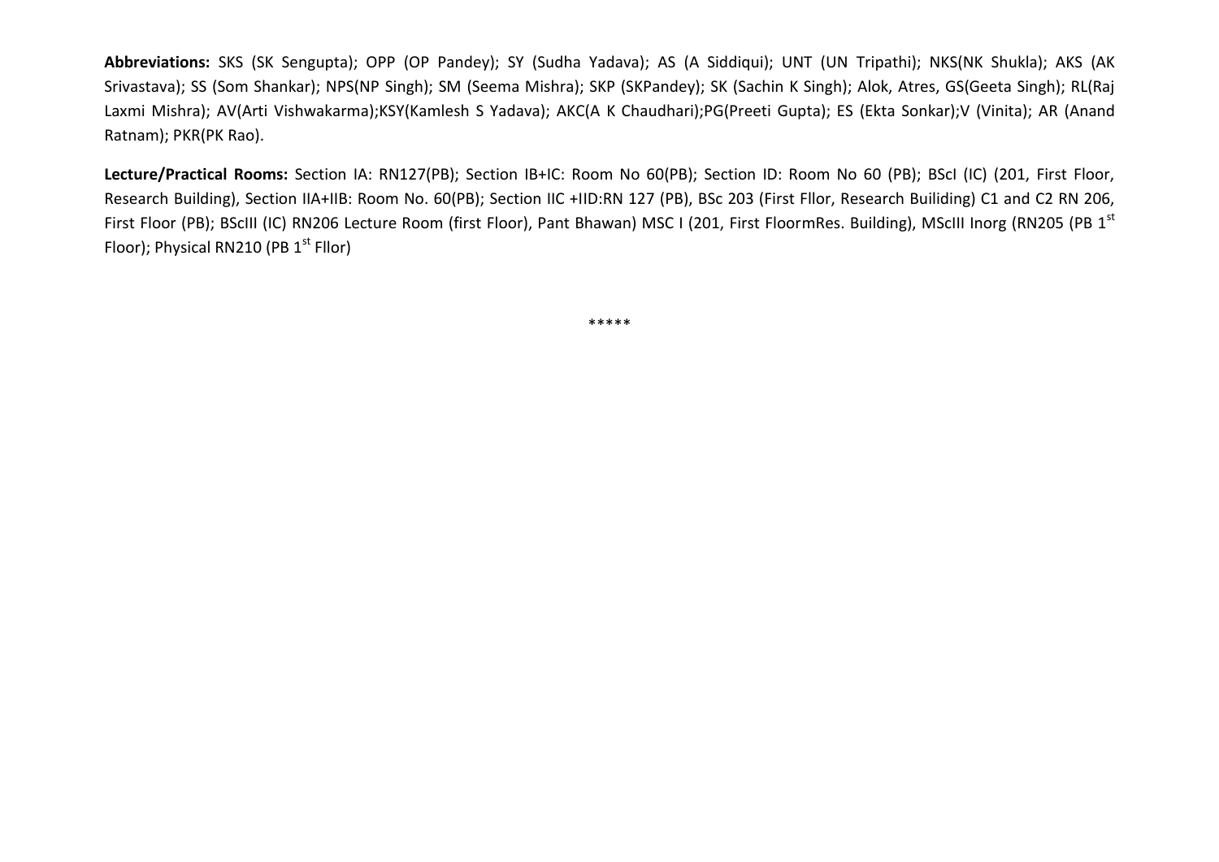**Abbreviations:** SKS (SK Sengupta); OPP (OP Pandey); SY (Sudha Yadava); AS (A Siddiqui); UNT (UN Tripathi); NKS(NK Shukla); AKS (AK Srivastava); SS (Som Shankar); NPS(NP Singh); SM (Seema Mishra); SKP (SKPandey); SK (Sachin K Singh); Alok, Atres, GS(Geeta Singh); RL(Raj Laxmi Mishra); AV(Arti Vishwakarma);KSY(Kamlesh S Yadava); AKC(A K Chaudhari);PG(Preeti Gupta); ES (Ekta Sonkar);V (Vinita); AR (Anand Ratnam); PKR(PK Rao).

**Lecture/Practical Rooms:** Section IA: RN127(PB); Section IB+IC: Room No 60(PB); Section ID: Room No 60 (PB); BScI (IC) (201, First Floor, Research Building), Section IIA+IIB: Room No. 60(PB); Section IIC +IID:RN 127 (PB), BSc 203 (First Fllor, Research Builiding) C1 and C2 RN 206, First Floor (PB); BScIII (IC) RN206 Lecture Room (first Floor), Pant Bhawan) MSC I (201, First FloormRes. Building), MScIII Inorg (RN205 (PB 1st Floor); Physical RN210 (PB 1st Fllor)

*****